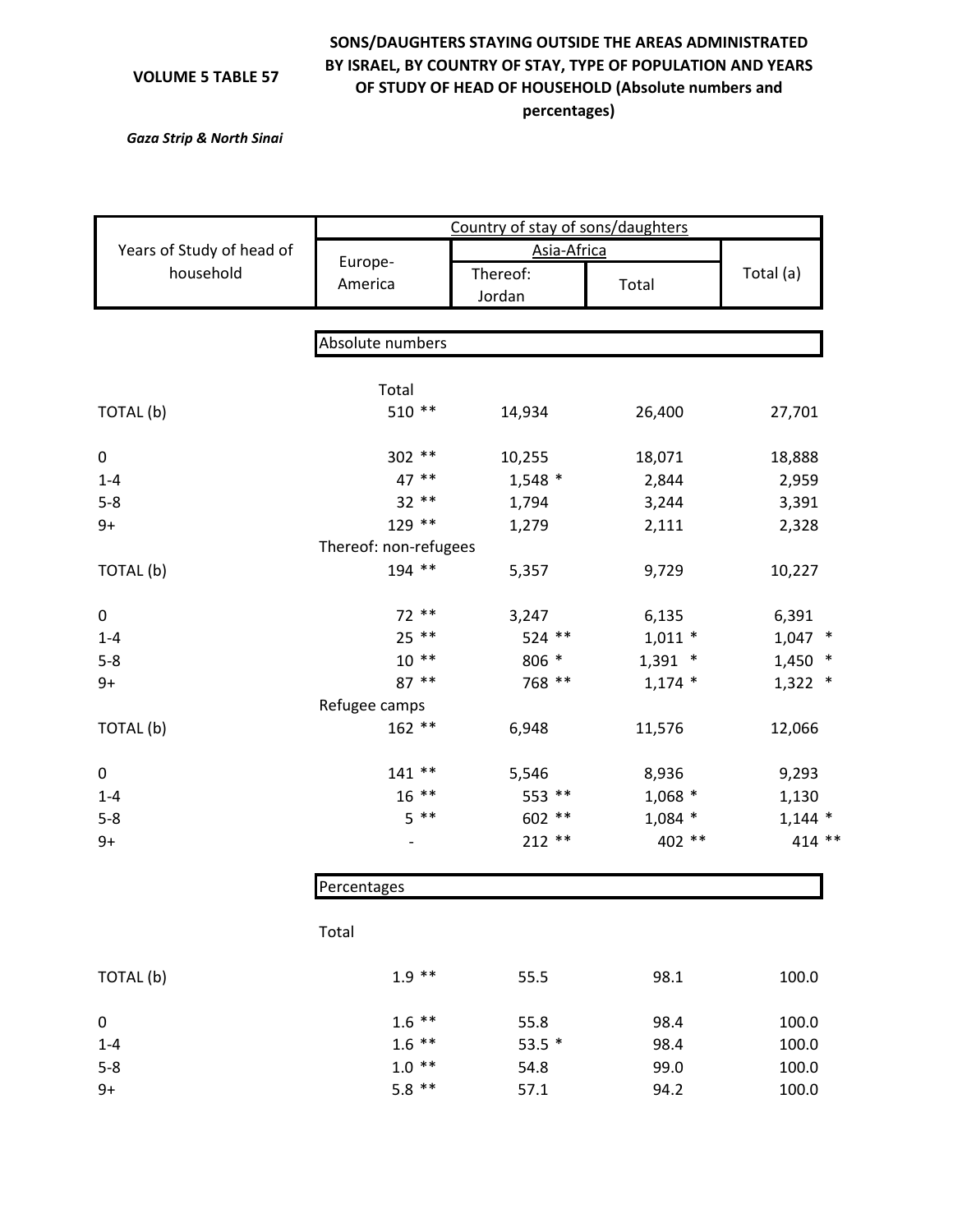**VOLUME 5 TABLE 57**

**SONS/DAUGHTERS STAYING OUTSIDE THE AREAS ADMINISTRATED BY ISRAEL, BY COUNTRY OF STAY, TYPE OF POPULATION AND YEARS OF STUDY OF HEAD OF HOUSEHOLD (Absolute numbers and percentages)**

*Gaza Strip & North Sinai*

| Years of Study of head of household | Country of stay of sons/daughters | | | |
|---|---|---|---|---|
| | Europe-America | Asia-Africa | | Total (a) |
| | | Thereof: Jordan | Total | |
| **Absolute numbers** | | | | |
| *Total* | | | | |
| TOTAL (b) | 510 ** | 14,934 | 26,400 | 27,701 |
| 0 | 302 ** | 10,255 | 18,071 | 18,888 |
| 1-4 | 47 ** | 1,548 * | 2,844 | 2,959 |
| 5-8 | 32 ** | 1,794 | 3,244 | 3,391 |
| 9+ | 129 ** | 1,279 | 2,111 | 2,328 |
| *Thereof: non-refugees* | | | | |
| TOTAL (b) | 194 ** | 5,357 | 9,729 | 10,227 |
| 0 | 72 ** | 3,247 | 6,135 | 6,391 |
| 1-4 | 25 ** | 524 ** | 1,011 * | 1,047 * |
| 5-8 | 10 ** | 806 * | 1,391 * | 1,450 * |
| 9+ | 87 ** | 768 ** | 1,174 * | 1,322 * |
| *Refugee camps* | | | | |
| TOTAL (b) | 162 ** | 6,948 | 11,576 | 12,066 |
| 0 | 141 ** | 5,546 | 8,936 | 9,293 |
| 1-4 | 16 ** | 553 ** | 1,068 * | 1,130 |
| 5-8 | 5 ** | 602 ** | 1,084 * | 1,144 * |
| 9+ | - | 212 ** | 402 ** | 414 ** |
| **Percentages** | | | | |
| *Total* | | | | |
| TOTAL (b) | 1.9 ** | 55.5 | 98.1 | 100.0 |
| 0 | 1.6 ** | 55.8 | 98.4 | 100.0 |
| 1-4 | 1.6 ** | 53.5 * | 98.4 | 100.0 |
| 5-8 | 1.0 ** | 54.8 | 99.0 | 100.0 |
| 9+ | 5.8 ** | 57.1 | 94.2 | 100.0 |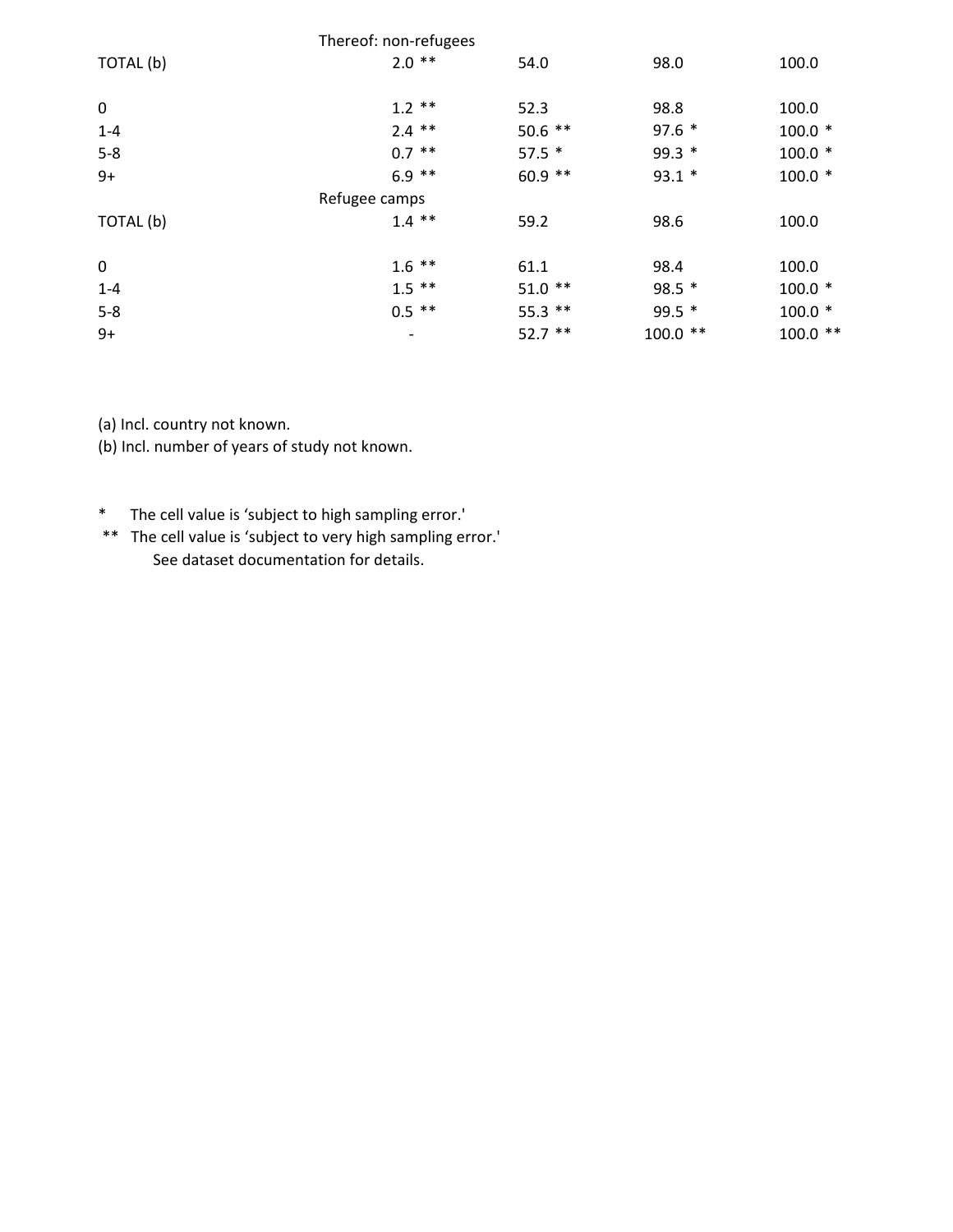| | | | | |
|---|---|---|---|---|
| | Thereof: non-refugees | | | |
| TOTAL (b) | 2.0 ** | 54.0 | 98.0 | 100.0 |
| 0 | 1.2 ** | 52.3 | 98.8 | 100.0 |
| 1-4 | 2.4 ** | 50.6 ** | 97.6 * | 100.0 * |
| 5-8 | 0.7 ** | 57.5 * | 99.3 * | 100.0 * |
| 9+ | 6.9 ** | 60.9 ** | 93.1 * | 100.0 * |
| | Refugee camps | | | |
| TOTAL (b) | 1.4 ** | 59.2 | 98.6 | 100.0 |
| 0 | 1.6 ** | 61.1 | 98.4 | 100.0 |
| 1-4 | 1.5 ** | 51.0 ** | 98.5 * | 100.0 * |
| 5-8 | 0.5 ** | 55.3 ** | 99.5 * | 100.0 * |
| 9+ | - | 52.7 ** | 100.0 ** | 100.0 ** |

(a) Incl. country not known.
(b) Incl. number of years of study not known.

* The cell value is 'subject to high sampling error.'
** The cell value is 'subject to very high sampling error.'
See dataset documentation for details.